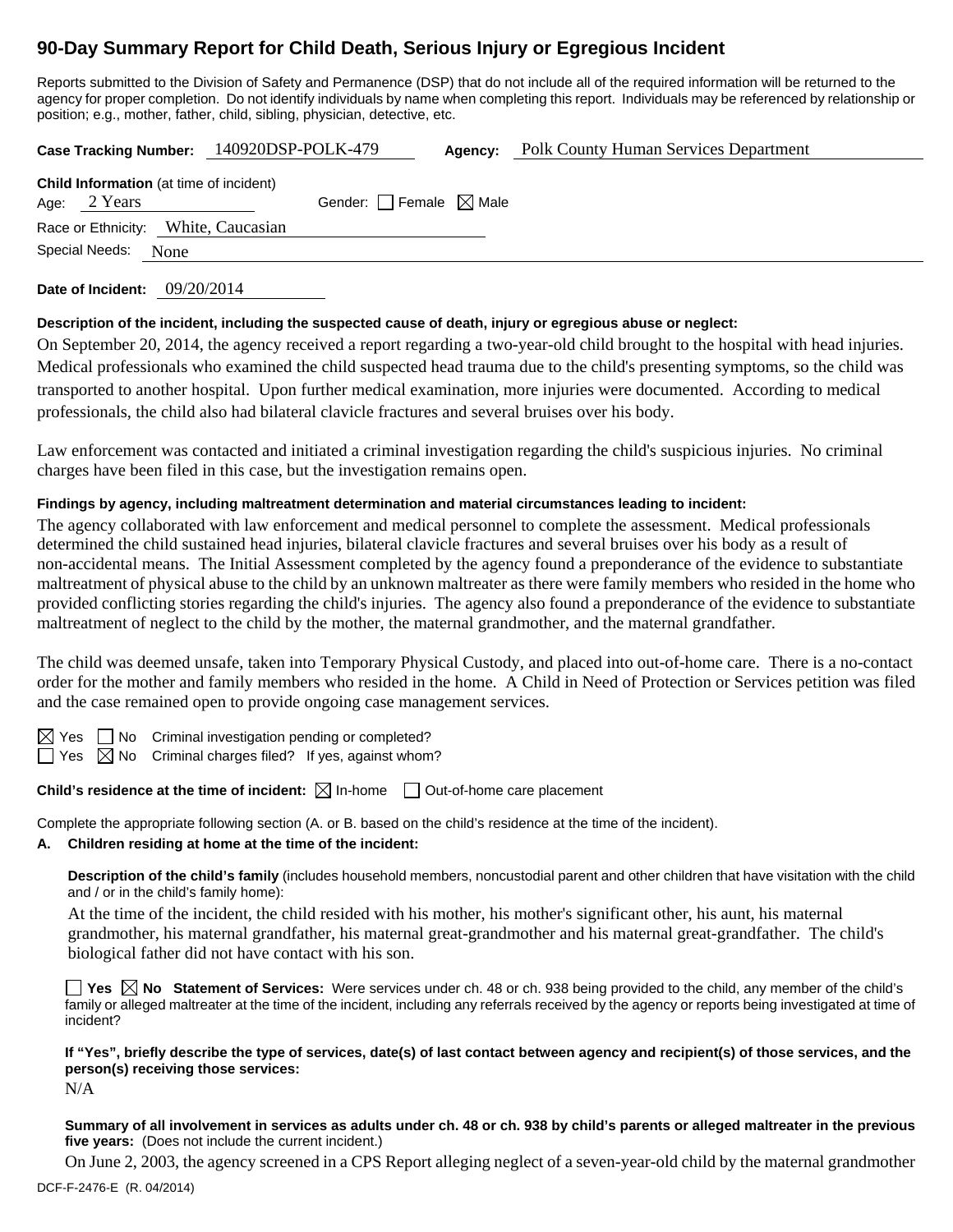# 90-Day Summary Report for Child Death, Serious Injury or Egregious Incident

Reports submitted to the Division of Safety and Permanence (DSP) that do not include all of the required information will be returned to the agency for proper completion. Do not identify individuals by name when completing this report. Individuals may be referenced by relationship or position; e.g., mother, father, child, sibling, physician, detective, etc.

**Case Tracking Number:** 140920DSP-POLK-479 **Agency:** Polk County Human Services Department

**Child Information** (at time of incident)
Age: 2 Years Gender: ☐ Female ☒ Male
Race or Ethnicity: White, Caucasian
Special Needs: None

**Date of Incident:** 09/20/2014

**Description of the incident, including the suspected cause of death, injury or egregious abuse or neglect:**

On September 20, 2014, the agency received a report regarding a two-year-old child brought to the hospital with head injuries. Medical professionals who examined the child suspected head trauma due to the child's presenting symptoms, so the child was transported to another hospital. Upon further medical examination, more injuries were documented. According to medical professionals, the child also had bilateral clavicle fractures and several bruises over his body.

Law enforcement was contacted and initiated a criminal investigation regarding the child's suspicious injuries. No criminal charges have been filed in this case, but the investigation remains open.

**Findings by agency, including maltreatment determination and material circumstances leading to incident:**

The agency collaborated with law enforcement and medical personnel to complete the assessment. Medical professionals determined the child sustained head injuries, bilateral clavicle fractures and several bruises over his body as a result of non-accidental means. The Initial Assessment completed by the agency found a preponderance of the evidence to substantiate maltreatment of physical abuse to the child by an unknown maltreater as there were family members who resided in the home who provided conflicting stories regarding the child's injuries. The agency also found a preponderance of the evidence to substantiate maltreatment of neglect to the child by the mother, the maternal grandmother, and the maternal grandfather.

The child was deemed unsafe, taken into Temporary Physical Custody, and placed into out-of-home care. There is a no-contact order for the mother and family members who resided in the home. A Child in Need of Protection or Services petition was filed and the case remained open to provide ongoing case management services.

☒ Yes ☐ No Criminal investigation pending or completed?
☐ Yes ☒ No Criminal charges filed? If yes, against whom?

**Child's residence at the time of incident:** ☒ In-home ☐ Out-of-home care placement

Complete the appropriate following section (A. or B. based on the child's residence at the time of the incident).

**A. Children residing at home at the time of the incident:**

**Description of the child's family** (includes household members, noncustodial parent and other children that have visitation with the child and / or in the child's family home):

At the time of the incident, the child resided with his mother, his mother's significant other, his aunt, his maternal grandmother, his maternal grandfather, his maternal great-grandmother and his maternal great-grandfather. The child's biological father did not have contact with his son.

☐ **Yes** ☒ **No Statement of Services:** Were services under ch. 48 or ch. 938 being provided to the child, any member of the child's family or alleged maltreater at the time of the incident, including any referrals received by the agency or reports being investigated at time of incident?

**If "Yes", briefly describe the type of services, date(s) of last contact between agency and recipient(s) of those services, and the person(s) receiving those services:**

N/A

**Summary of all involvement in services as adults under ch. 48 or ch. 938 by child's parents or alleged maltreater in the previous five years:** (Does not include the current incident.)

On June 2, 2003, the agency screened in a CPS Report alleging neglect of a seven-year-old child by the maternal grandmother

DCF-F-2476-E (R. 04/2014)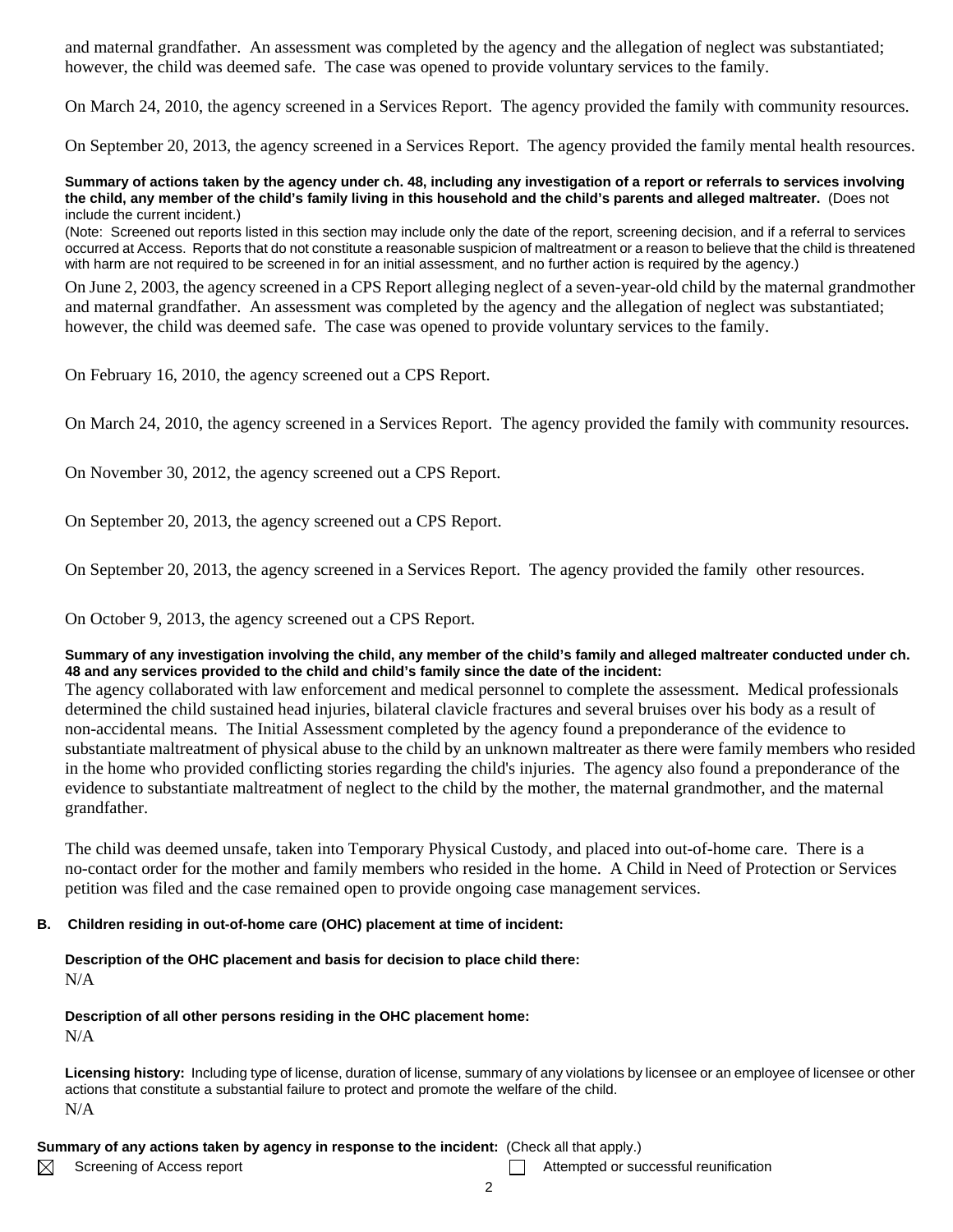and maternal grandfather. An assessment was completed by the agency and the allegation of neglect was substantiated; however, the child was deemed safe. The case was opened to provide voluntary services to the family.

On March 24, 2010, the agency screened in a Services Report. The agency provided the family with community resources.

On September 20, 2013, the agency screened in a Services Report. The agency provided the family mental health resources.

**Summary of actions taken by the agency under ch. 48, including any investigation of a report or referrals to services involving the child, any member of the child's family living in this household and the child's parents and alleged maltreater.** (Does not include the current incident.)

(Note: Screened out reports listed in this section may include only the date of the report, screening decision, and if a referral to services occurred at Access. Reports that do not constitute a reasonable suspicion of maltreatment or a reason to believe that the child is threatened with harm are not required to be screened in for an initial assessment, and no further action is required by the agency.)

On June 2, 2003, the agency screened in a CPS Report alleging neglect of a seven-year-old child by the maternal grandmother and maternal grandfather. An assessment was completed by the agency and the allegation of neglect was substantiated; however, the child was deemed safe. The case was opened to provide voluntary services to the family.

On February 16, 2010, the agency screened out a CPS Report.

On March 24, 2010, the agency screened in a Services Report. The agency provided the family with community resources.

On November 30, 2012, the agency screened out a CPS Report.

On September 20, 2013, the agency screened out a CPS Report.

On September 20, 2013, the agency screened in a Services Report. The agency provided the family other resources.

On October 9, 2013, the agency screened out a CPS Report.

**Summary of any investigation involving the child, any member of the child's family and alleged maltreater conducted under ch. 48 and any services provided to the child and child's family since the date of the incident:**

The agency collaborated with law enforcement and medical personnel to complete the assessment. Medical professionals determined the child sustained head injuries, bilateral clavicle fractures and several bruises over his body as a result of non-accidental means. The Initial Assessment completed by the agency found a preponderance of the evidence to substantiate maltreatment of physical abuse to the child by an unknown maltreater as there were family members who resided in the home who provided conflicting stories regarding the child's injuries. The agency also found a preponderance of the evidence to substantiate maltreatment of neglect to the child by the mother, the maternal grandmother, and the maternal grandfather.

The child was deemed unsafe, taken into Temporary Physical Custody, and placed into out-of-home care. There is a no-contact order for the mother and family members who resided in the home. A Child in Need of Protection or Services petition was filed and the case remained open to provide ongoing case management services.

## B. Children residing in out-of-home care (OHC) placement at time of incident:

**Description of the OHC placement and basis for decision to place child there:**

N/A

**Description of all other persons residing in the OHC placement home:**

N/A

**Licensing history:** Including type of license, duration of license, summary of any violations by licensee or an employee of licensee or other actions that constitute a substantial failure to protect and promote the welfare of the child.

N/A

**Summary of any actions taken by agency in response to the incident:** (Check all that apply.)

- ☒ Screening of Access report
- ☐ Attempted or successful reunification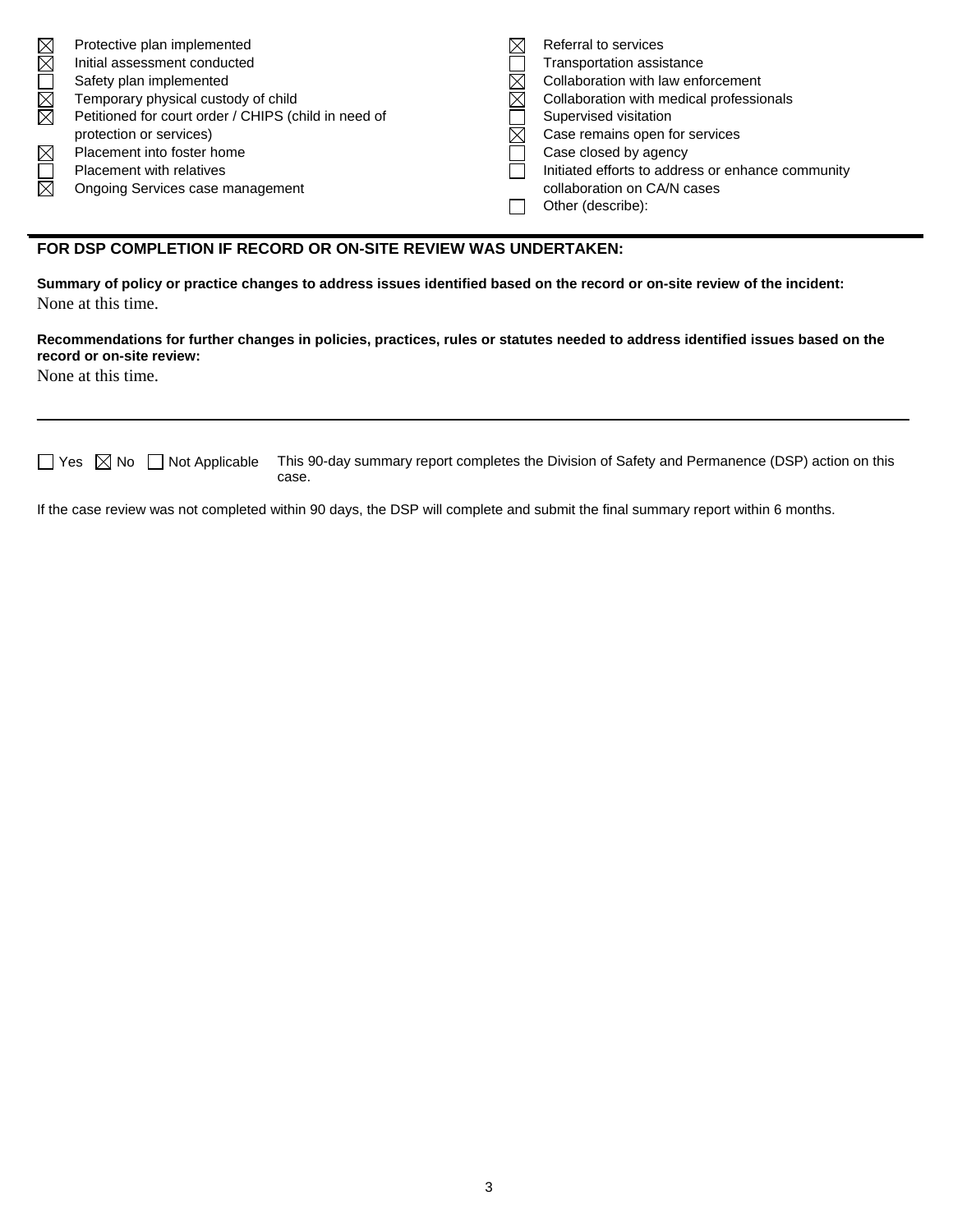- ☒ Protective plan implemented
- ☒ Initial assessment conducted
- ☐ Safety plan implemented
- ☒ Temporary physical custody of child
- ☒ Petitioned for court order / CHIPS (child in need of protection or services)
- ☒ Placement into foster home
- ☐ Placement with relatives
- ☒ Ongoing Services case management
- ☒ Referral to services
- ☐ Transportation assistance
- ☒ Collaboration with law enforcement
- ☒ Collaboration with medical professionals
- ☐ Supervised visitation
- ☒ Case remains open for services
- ☐ Case closed by agency
- ☐ Initiated efforts to address or enhance community collaboration on CA/N cases
- ☐ Other (describe):

## FOR DSP COMPLETION IF RECORD OR ON-SITE REVIEW WAS UNDERTAKEN:

**Summary of policy or practice changes to address issues identified based on the record or on-site review of the incident:**

None at this time.

**Recommendations for further changes in policies, practices, rules or statutes needed to address identified issues based on the record or on-site review:**

None at this time.

---

☐ Yes ☒ No ☐ Not Applicable This 90-day summary report completes the Division of Safety and Permanence (DSP) action on this case.

If the case review was not completed within 90 days, the DSP will complete and submit the final summary report within 6 months.